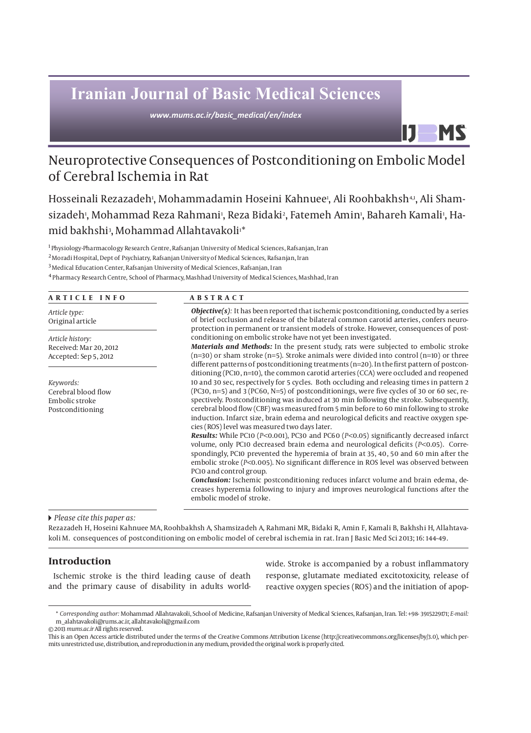# Neuroprotective Consequences of Postconditioning on Embolic Model of Cerebral Ischemia in Rat

Hosseinali Rezazadeh[1], Mohammadamin Hoseini Kahnuee[1], Ali Roohbakhsh[4,1], Ali Shamsizadeh[1], Mohammad Reza Rahmani[1], Reza Bidaki[2], Fatemeh Amin[1], Bahareh Kamali[1], Hamid bakhshi[3], Mohammad Allahtavakoli[1]*

[1] Physiology-Pharmacology Research Centre, Rafsanjan University of Medical Sciences, Rafsanjan, Iran

[2] Moradi Hospital, Dept of Psychiatry, Rafsanjan University of Medical Sciences, Rafsanjan, Iran

[3] Medical Education Center, Rafsanjan University of Medical Sciences, Rafsanjan, Iran

[4] Pharmacy Research Centre, School of Pharmacy, Mashhad University of Medical Sciences, Mashhad, Iran

## ARTICLE INFO

*Article type:*
Original article

*Article history:*
Received: Mar 20, 2012
Accepted: Sep 5, 2012

*Keywords:*
Cerebral blood flow
Embolic stroke
Postconditioning

## ABSTRACT

***Objective(s):*** It has been reported that ischemic postconditioning, conducted by a series of brief occlusion and release of the bilateral common carotid arteries, confers neuroprotection in permanent or transient models of stroke. However, consequences of postconditioning on embolic stroke have not yet been investigated.

***Materials and Methods:*** In the present study, rats were subjected to embolic stroke (n=30) or sham stroke (n=5). Stroke animals were divided into control (n=10) or three different patterns of postconditioning treatments (n=20). In the first pattern of postconditioning (PC10, n=10), the common carotid arteries (CCA) were occluded and reopened 10 and 30 sec, respectively for 5 cycles. Both occluding and releasing times in pattern 2 (PC30, n=5) and 3 (PC60, N=5) of postconditionings, were five cycles of 30 or 60 sec, respectively. Postconditioning was induced at 30 min following the stroke. Subsequently, cerebral blood flow (CBF) was measured from 5 min before to 60 min following to stroke induction. Infarct size, brain edema and neurological deficits and reactive oxygen species (ROS) level was measured two days later.

***Results:*** While PC10 ($P$<0.001), PC30 and PC60 ($P$<0.05) significantly decreased infarct volume, only PC10 decreased brain edema and neurological deficits ($P$<0.05). Correspondingly, PC10 prevented the hyperemia of brain at 35, 40, 50 and 60 min after the embolic stroke ($P$<0.005). No significant difference in ROS level was observed between PC10 and control group.

***Conclusion:*** Ischemic postconditioning reduces infarct volume and brain edema, decreases hyperemia following to injury and improves neurological functions after the embolic model of stroke.

*Please cite this paper as:*

Rezazadeh H, Hoseini Kahnuee MA, Roohbakhsh A, Shamsizadeh A, Rahmani MR, Bidaki R, Amin F, Kamali B, Bakhshi H, Allahtavakoli M. consequences of postconditioning on embolic model of cerebral ischemia in rat. Iran J Basic Med Sci 2013; 16: 144-49.

## Introduction

Ischemic stroke is the third leading cause of death and the primary cause of disability in adults worldwide. Stroke is accompanied by a robust inflammatory response, glutamate mediated excitotoxicity, release of reactive oxygen species (ROS) and the initiation of apop-

\* *Corresponding author:* Mohammad Allahtavakoli, School of Medicine, Rafsanjan University of Medical Sciences, Rafsanjan, Iran. Tel: +98- 3915229171; *E-mail:* m_alahtavakoli@rums.ac.ir, allahtavakoli@gmail.com

© 2013 *mums.ac.ir* All rights reserved.

This is an Open Access article distributed under the terms of the Creative Commons Attribution License (http://creativecommons.org/licenses/by/3.0), which permits unrestricted use, distribution, and reproduction in any medium, provided the original work is properly cited.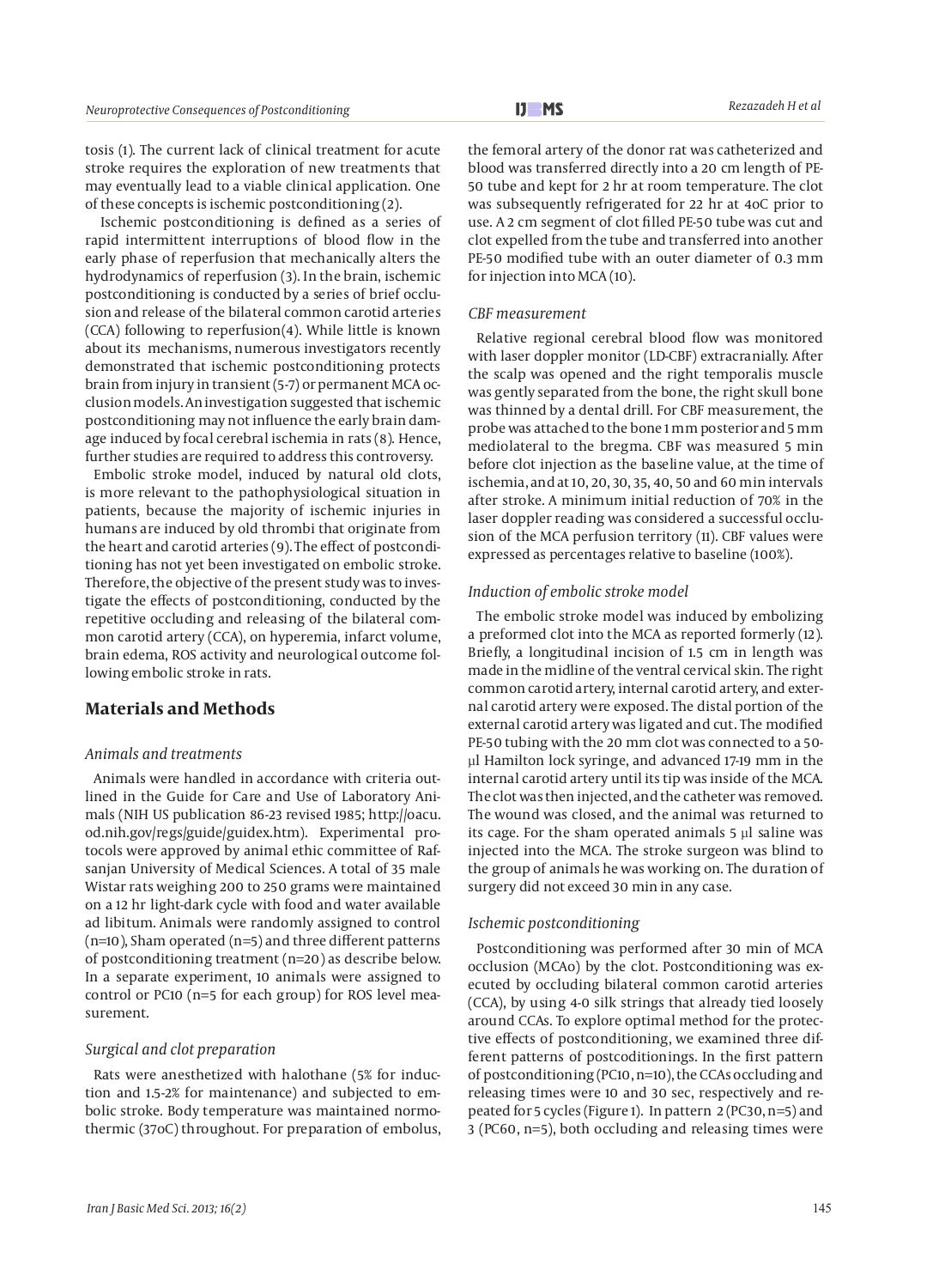tosis (1). The current lack of clinical treatment for acute stroke requires the exploration of new treatments that may eventually lead to a viable clinical application. One of these concepts is ischemic postconditioning (2).

Ischemic postconditioning is defined as a series of rapid intermittent interruptions of blood flow in the early phase of reperfusion that mechanically alters the hydrodynamics of reperfusion (3). In the brain, ischemic postconditioning is conducted by a series of brief occlusion and release of the bilateral common carotid arteries (CCA) following to reperfusion(4). While little is known about its mechanisms, numerous investigators recently demonstrated that ischemic postconditioning protects brain from injury in transient (5-7) or permanent MCA occlusion models. An investigation suggested that ischemic postconditioning may not influence the early brain damage induced by focal cerebral ischemia in rats (8). Hence, further studies are required to address this controversy.

Embolic stroke model, induced by natural old clots, is more relevant to the pathophysiological situation in patients, because the majority of ischemic injuries in humans are induced by old thrombi that originate from the heart and carotid arteries (9). The effect of postconditioning has not yet been investigated on embolic stroke. Therefore, the objective of the present study was to investigate the effects of postconditioning, conducted by the repetitive occluding and releasing of the bilateral common carotid artery (CCA), on hyperemia, infarct volume, brain edema, ROS activity and neurological outcome following embolic stroke in rats.

## Materials and Methods

### *Animals and treatments*

Animals were handled in accordance with criteria outlined in the Guide for Care and Use of Laboratory Animals (NIH US publication 86-23 revised 1985; http://oacu.od.nih.gov/regs/guide/guidex.htm). Experimental protocols were approved by animal ethic committee of Rafsanjan University of Medical Sciences. A total of 35 male Wistar rats weighing 200 to 250 grams were maintained on a 12 hr light-dark cycle with food and water available ad libitum. Animals were randomly assigned to control (n=10), Sham operated (n=5) and three different patterns of postconditioning treatment (n=20) as describe below. In a separate experiment, 10 animals were assigned to control or PC10 (n=5 for each group) for ROS level measurement.

### *Surgical and clot preparation*

Rats were anesthetized with halothane (5% for induction and 1.5-2% for maintenance) and subjected to embolic stroke. Body temperature was maintained normothermic (37oC) throughout. For preparation of embolus, the femoral artery of the donor rat was catheterized and blood was transferred directly into a 20 cm length of PE-50 tube and kept for 2 hr at room temperature. The clot was subsequently refrigerated for 22 hr at 4oC prior to use. A 2 cm segment of clot filled PE-50 tube was cut and clot expelled from the tube and transferred into another PE-50 modified tube with an outer diameter of 0.3 mm for injection into MCA (10).

### *CBF measurement*

Relative regional cerebral blood flow was monitored with laser doppler monitor (LD-CBF) extracranially. After the scalp was opened and the right temporalis muscle was gently separated from the bone, the right skull bone was thinned by a dental drill. For CBF measurement, the probe was attached to the bone 1 mm posterior and 5 mm mediolateral to the bregma. CBF was measured 5 min before clot injection as the baseline value, at the time of ischemia, and at 10, 20, 30, 35, 40, 50 and 60 min intervals after stroke. A minimum initial reduction of 70% in the laser doppler reading was considered a successful occlusion of the MCA perfusion territory (11). CBF values were expressed as percentages relative to baseline (100%).

### *Induction of embolic stroke model*

The embolic stroke model was induced by embolizing a preformed clot into the MCA as reported formerly (12). Briefly, a longitudinal incision of 1.5 cm in length was made in the midline of the ventral cervical skin. The right common carotid artery, internal carotid artery, and external carotid artery were exposed. The distal portion of the external carotid artery was ligated and cut. The modified PE-50 tubing with the 20 mm clot was connected to a 50-μl Hamilton lock syringe, and advanced 17-19 mm in the internal carotid artery until its tip was inside of the MCA. The clot was then injected, and the catheter was removed. The wound was closed, and the animal was returned to its cage. For the sham operated animals 5 μl saline was injected into the MCA. The stroke surgeon was blind to the group of animals he was working on. The duration of surgery did not exceed 30 min in any case.

### *Ischemic postconditioning*

Postconditioning was performed after 30 min of MCA occlusion (MCAo) by the clot. Postconditioning was executed by occluding bilateral common carotid arteries (CCA), by using 4-0 silk strings that already tied loosely around CCAs. To explore optimal method for the protective effects of postconditioning, we examined three different patterns of postcoditionings. In the first pattern of postconditioning (PC10, n=10), the CCAs occluding and releasing times were 10 and 30 sec, respectively and repeated for 5 cycles (Figure 1). In pattern 2 (PC30, n=5) and 3 (PC60, n=5), both occluding and releasing times were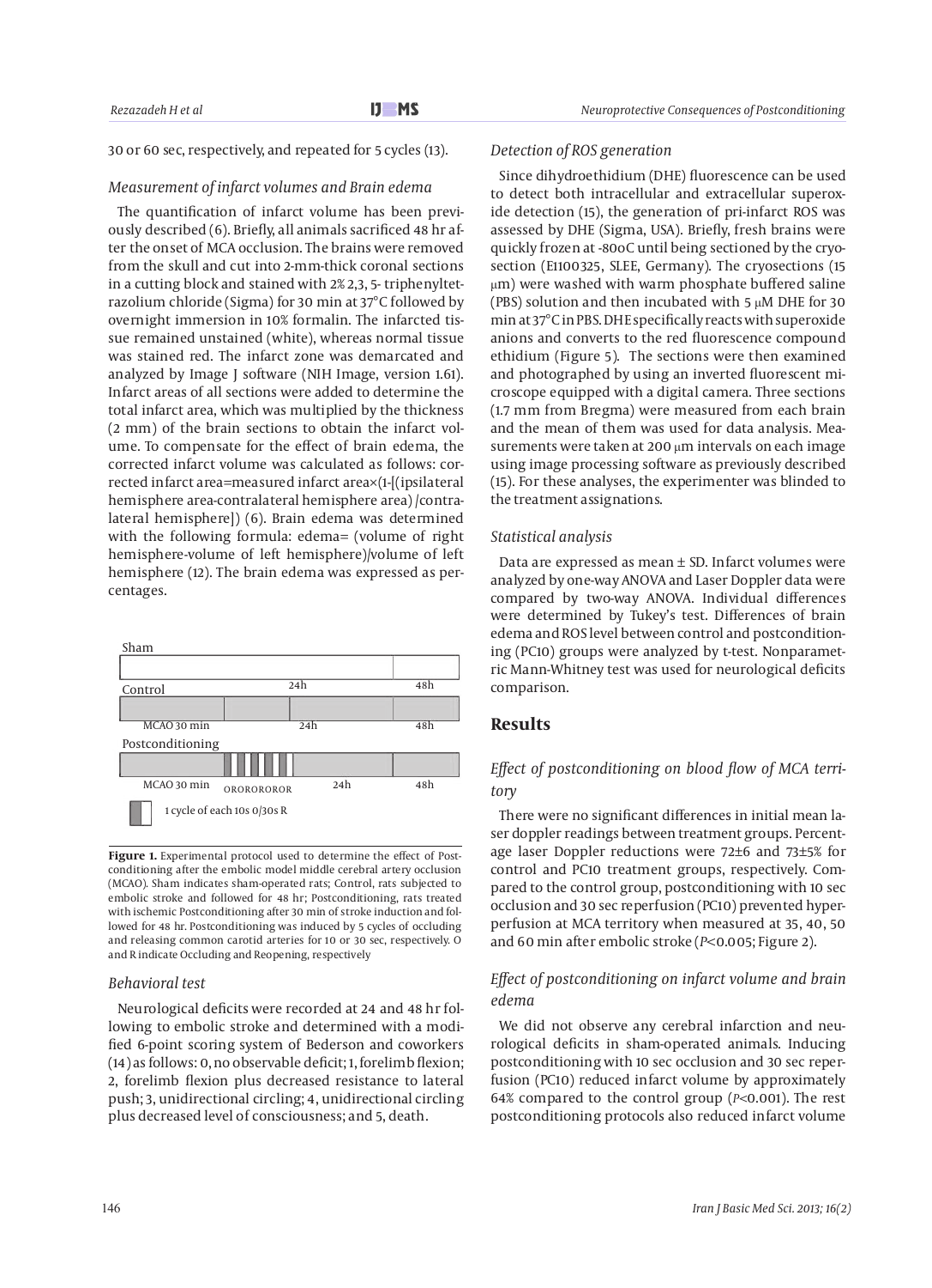30 or 60 sec, respectively, and repeated for 5 cycles (13).

### Measurement of infarct volumes and Brain edema

The quantification of infarct volume has been previously described (6). Briefly, all animals sacrificed 48 hr after the onset of MCA occlusion. The brains were removed from the skull and cut into 2-mm-thick coronal sections in a cutting block and stained with 2% 2,3, 5- triphenyltetrazolium chloride (Sigma) for 30 min at 37°C followed by overnight immersion in 10% formalin. The infarcted tissue remained unstained (white), whereas normal tissue was stained red. The infarct zone was demarcated and analyzed by Image J software (NIH Image, version 1.61). Infarct areas of all sections were added to determine the total infarct area, which was multiplied by the thickness (2 mm) of the brain sections to obtain the infarct volume. To compensate for the effect of brain edema, the corrected infarct volume was calculated as follows: corrected infarct area=measured infarct area×(1-[(ipsilateral hemisphere area-contralateral hemisphere area) /contralateral hemisphere]) (6). Brain edema was determined with the following formula: edema= (volume of right hemisphere-volume of left hemisphere)/volume of left hemisphere (12). The brain edema was expressed as percentages.

Sham

Control 24h 48h

MCAO 30 min 24h 48h

Postconditioning

MCAO 30 min OROROROROR 24h 48h

1 cycle of each 10s O/30s R

**Figure 1.** Experimental protocol used to determine the effect of Postconditioning after the embolic model middle cerebral artery occlusion (MCAO). Sham indicates sham-operated rats; Control, rats subjected to embolic stroke and followed for 48 hr; Postconditioning, rats treated with ischemic Postconditioning after 30 min of stroke induction and followed for 48 hr. Postconditioning was induced by 5 cycles of occluding and releasing common carotid arteries for 10 or 30 sec, respectively. O and R indicate Occluding and Reopening, respectively

### Behavioral test

Neurological deficits were recorded at 24 and 48 hr following to embolic stroke and determined with a modified 6-point scoring system of Bederson and coworkers (14) as follows: 0, no observable deficit; 1, forelimb flexion; 2, forelimb flexion plus decreased resistance to lateral push; 3, unidirectional circling; 4, unidirectional circling plus decreased level of consciousness; and 5, death.

### Detection of ROS generation

Since dihydroethidium (DHE) fluorescence can be used to detect both intracellular and extracellular superoxide detection (15), the generation of pri-infarct ROS was assessed by DHE (Sigma, USA). Briefly, fresh brains were quickly frozen at -80oC until being sectioned by the cryosection (E1100325, SLEE, Germany). The cryosections (15 μm) were washed with warm phosphate buffered saline (PBS) solution and then incubated with 5 μM DHE for 30 min at 37°C in PBS. DHE specifically reacts with superoxide anions and converts to the red fluorescence compound ethidium (Figure 5). The sections were then examined and photographed by using an inverted fluorescent microscope equipped with a digital camera. Three sections (1.7 mm from Bregma) were measured from each brain and the mean of them was used for data analysis. Measurements were taken at 200 μm intervals on each image using image processing software as previously described (15). For these analyses, the experimenter was blinded to the treatment assignations.

### Statistical analysis

Data are expressed as mean ± SD. Infarct volumes were analyzed by one-way ANOVA and Laser Doppler data were compared by two-way ANOVA. Individual differences were determined by Tukey's test. Differences of brain edema and ROS level between control and postconditioning (PC10) groups were analyzed by t-test. Nonparametric Mann-Whitney test was used for neurological deficits comparison.

## Results

### Effect of postconditioning on blood flow of MCA territory

There were no significant differences in initial mean laser doppler readings between treatment groups. Percentage laser Doppler reductions were 72±6 and 73±5% for control and PC10 treatment groups, respectively. Compared to the control group, postconditioning with 10 sec occlusion and 30 sec reperfusion (PC10) prevented hyperperfusion at MCA territory when measured at 35, 40, 50 and 60 min after embolic stroke ($P<0.005$; Figure 2).

### Effect of postconditioning on infarct volume and brain edema

We did not observe any cerebral infarction and neurological deficits in sham-operated animals. Inducing postconditioning with 10 sec occlusion and 30 sec reperfusion (PC10) reduced infarct volume by approximately 64% compared to the control group ($P<0.001$). The rest postconditioning protocols also reduced infarct volume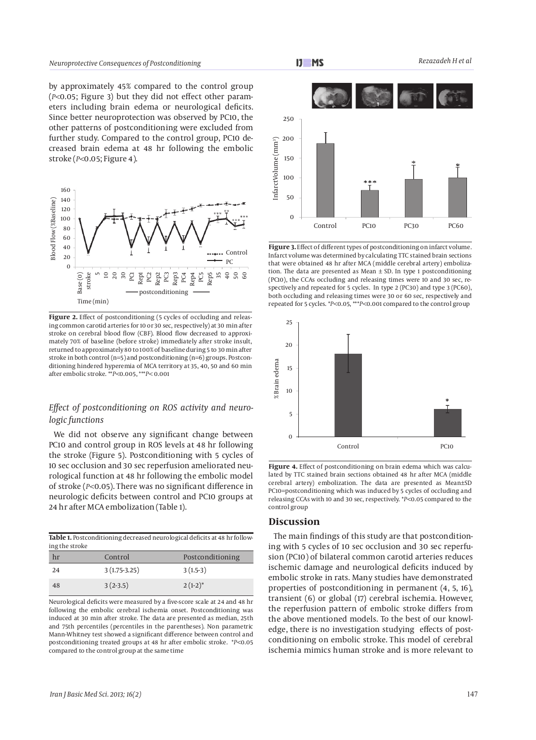by approximately 45% compared to the control group ($P<0.05$; Figure 3) but they did not effect other parameters including brain edema or neurological deficits. Since better neuroprotection was observed by PC10, the other patterns of postconditioning were excluded from further study. Compared to the control group, PC10 decreased brain edema at 48 hr following the embolic stroke ($P<0.05$; Figure 4).

**Figure 2.** Effect of postconditioning (5 cycles of occluding and releasing common carotid arteries for 10 or 30 sec, respectively) at 30 min after stroke on cerebral blood flow (CBF). Blood flow decreased to approximately 70% of baseline (before stroke) immediately after stroke insult, returned to approximately 80 to 100% of baseline during 5 to 30 min after stroke in both control (n=5) and postconditioning (n=6) groups. Postconditioning hindered hyperemia of MCA territory at 35, 40, 50 and 60 min after embolic stroke. $^{**}P<0.005$, $^{***}P<0.001$

## *Effect of postconditioning on ROS activity and neurologic functions*

We did not observe any significant change between PC10 and control group in ROS levels at 48 hr following the stroke (Figure 5). Postconditioning with 5 cycles of 10 sec occlusion and 30 sec reperfusion ameliorated neurological function at 48 hr following the embolic model of stroke ($P<0.05$). There was no significant difference in neurologic deficits between control and PC10 groups at 24 hr after MCA embolization (Table 1).

**Table 1.** Postconditioning decreased neurological deficits at 48 hr following the stroke

| hr | Control | Postconditioning |
|---|---|---|
| 24 | 3 (1.75-3.25) | 3 (1.5-3) |
| 48 | 3 (2-3.5) | 2 (1-2)* |

Neurological deficits were measured by a five-score scale at 24 and 48 hr following the embolic cerebral ischemia onset. Postconditioning was induced at 30 min after stroke. The data are presented as median, 25th and 75th percentiles (percentiles in the parentheses). Non parametric Mann-Whitney test showed a significant difference between control and postconditioning treated groups at 48 hr after embolic stroke. $^{*}P<0.05$ compared to the control group at the same time

**Figure 3.** Effect of different types of postconditioning on infarct volume. Infarct volume was determined by calculating TTC stained brain sections that were obtained 48 hr after MCA (middle cerebral artery) embolization. The data are presented as Mean ± SD. In type 1 postconditioning (PC10), the CCAs occluding and releasing times were 10 and 30 sec, respectively and repeated for 5 cycles. In type 2 (PC30) and type 3 (PC60), both occluding and releasing times were 30 or 60 sec, respectively and repeated for 5 cycles. $^{*}P<0.05$, $^{***}P<0.001$ compared to the control group

**Figure 4.** Effect of postconditioning on brain edema which was calculated by TTC stained brain sections obtained 48 hr after MCA (middle cerebral artery) embolization. The data are presented as Mean±SD PC10=postconditioning which was induced by 5 cycles of occluding and releasing CCAs with 10 and 30 sec, respectively. $^{*}P<0.05$ compared to the control group

## Discussion

The main findings of this study are that postconditioning with 5 cycles of 10 sec occlusion and 30 sec reperfusion (PC10) of bilateral common carotid arteries reduces ischemic damage and neurological deficits induced by embolic stroke in rats. Many studies have demonstrated properties of postconditioning in permanent (4, 5, 16), transient (6) or global (17) cerebral ischemia. However, the reperfusion pattern of embolic stroke differs from the above mentioned models. To the best of our knowledge, there is no investigation studying effects of postconditioning on embolic stroke. This model of cerebral ischemia mimics human stroke and is more relevant to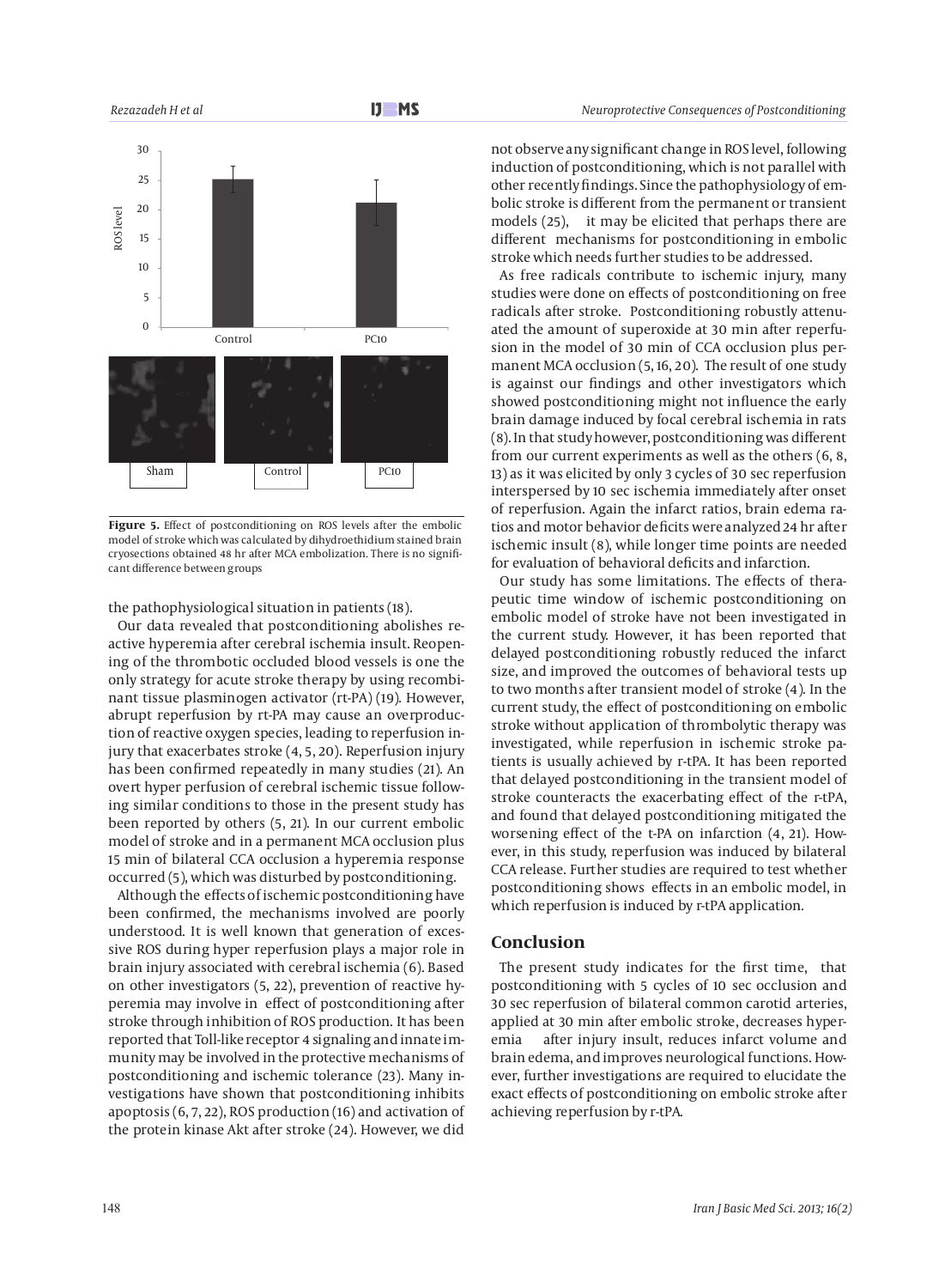**Figure 5.** Effect of postconditioning on ROS levels after the embolic model of stroke which was calculated by dihydroethidium stained brain cryosections obtained 48 hr after MCA embolization. There is no significant difference between groups

the pathophysiological situation in patients (18).

Our data revealed that postconditioning abolishes reactive hyperemia after cerebral ischemia insult. Reopening of the thrombotic occluded blood vessels is the only strategy for acute stroke therapy by using recombinant tissue plasminogen activator (rt-PA) (19). However, abrupt reperfusion by rt-PA may cause an overproduction of reactive oxygen species, leading to reperfusion injury that exacerbates stroke (4, 5, 20). Reperfusion injury has been confirmed repeatedly in many studies (21). An overt hyper perfusion of cerebral ischemic tissue following similar conditions to those in the present study has been reported by others (5, 21). In our current embolic model of stroke and in a permanent MCA occlusion plus 15 min of bilateral CCA occlusion a hyperemia response occurred (5), which was disturbed by postconditioning.

Although the effects of ischemic postconditioning have been confirmed, the mechanisms involved are poorly understood. It is well known that generation of excessive ROS during hyper reperfusion plays a major role in brain injury associated with cerebral ischemia (6). Based on other investigators (5, 22), prevention of reactive hyperemia may involve in effect of postconditioning after stroke through inhibition of ROS production. It has been reported that Toll-like receptor 4 signaling and innate immunity may be involved in the protective mechanisms of postconditioning and ischemic tolerance (23). Many investigations have shown that postconditioning inhibits apoptosis (6, 7, 22), ROS production (16) and activation of the protein kinase Akt after stroke (24). However, we did not observe any significant change in ROS level, following induction of postconditioning, which is not parallel with other recently findings. Since the pathophysiology of embolic stroke is different from the permanent or transient models (25), it may be elicited that perhaps there are different mechanisms for postconditioning in embolic stroke which needs further studies to be addressed.

As free radicals contribute to ischemic injury, many studies were done on effects of postconditioning on free radicals after stroke. Postconditioning robustly attenuated the amount of superoxide at 30 min after reperfusion in the model of 30 min of CCA occlusion plus permanent MCA occlusion (5, 16, 20). The result of one study is against our findings and other investigators which showed postconditioning might not influence the early brain damage induced by focal cerebral ischemia in rats (8). In that study however, postconditioning was different from our current experiments as well as the others (6, 8, 13) as it was elicited by only 3 cycles of 30 sec reperfusion interspersed by 10 sec ischemia immediately after onset of reperfusion. Again the infarct ratios, brain edema ratios and motor behavior deficits were analyzed 24 hr after ischemic insult (8), while longer time points are needed for evaluation of behavioral deficits and infarction.

Our study has some limitations. The effects of therapeutic time window of ischemic postconditioning on embolic model of stroke have not been investigated in the current study. However, it has been reported that delayed postconditioning robustly reduced the infarct size, and improved the outcomes of behavioral tests up to two months after transient model of stroke (4). In the current study, the effect of postconditioning on embolic stroke without application of thrombolytic therapy was investigated, while reperfusion in ischemic stroke patients is usually achieved by r-tPA. It has been reported that delayed postconditioning in the transient model of stroke counteracts the exacerbating effect of the r-tPA, and found that delayed postconditioning mitigated the worsening effect of the t-PA on infarction (4, 21). However, in this study, reperfusion was induced by bilateral CCA release. Further studies are required to test whether postconditioning shows effects in an embolic model, in which reperfusion is induced by r-tPA application.

## Conclusion

The present study indicates for the first time, that postconditioning with 5 cycles of 10 sec occlusion and 30 sec reperfusion of bilateral common carotid arteries, applied at 30 min after embolic stroke, decreases hyperemia after injury insult, reduces infarct volume and brain edema, and improves neurological functions. However, further investigations are required to elucidate the exact effects of postconditioning on embolic stroke after achieving reperfusion by r-tPA.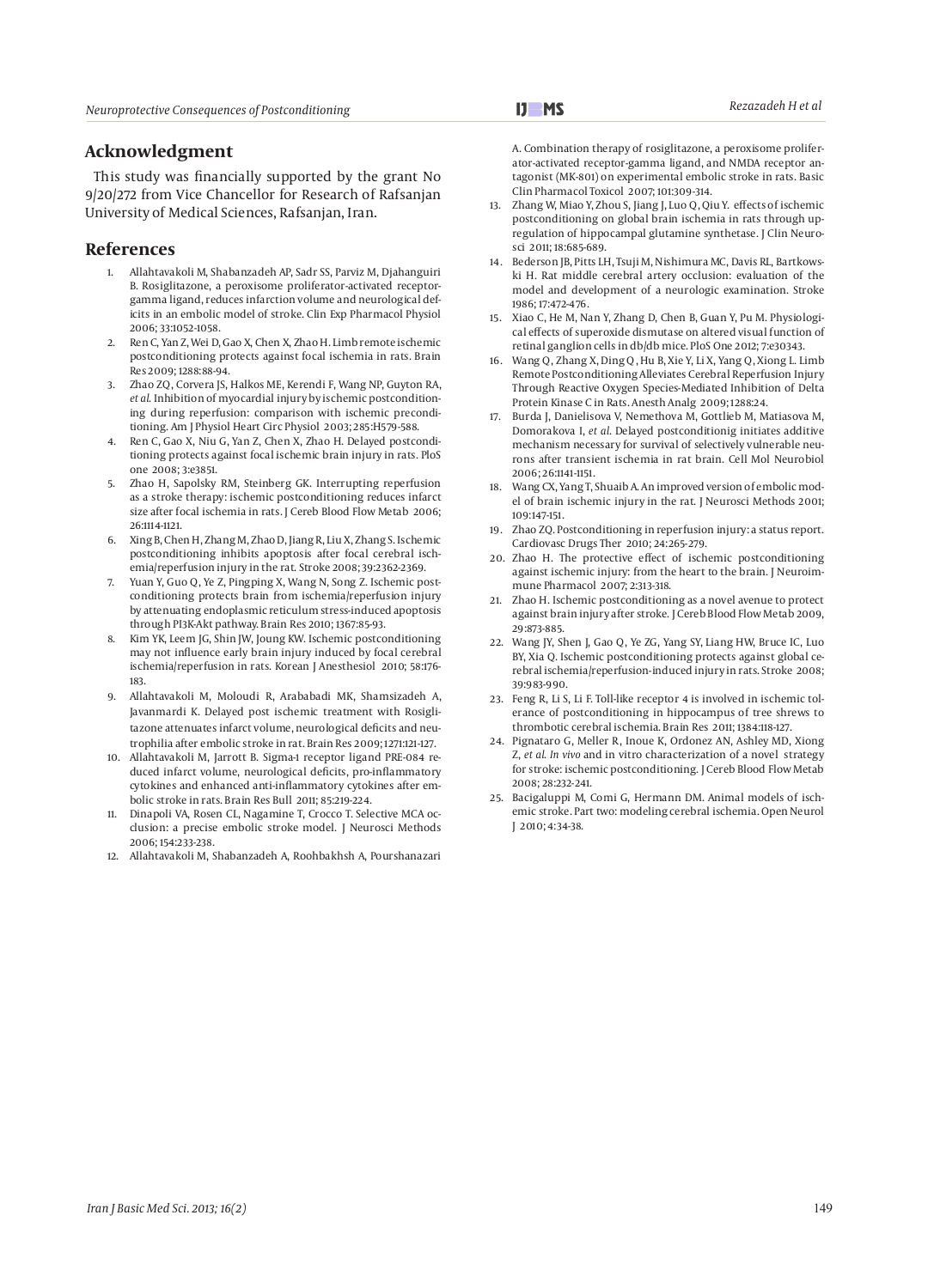## Acknowledgment

This study was financially supported by the grant No 9/20/272 from Vice Chancellor for Research of Rafsanjan University of Medical Sciences, Rafsanjan, Iran.

## References

1. Allahtavakoli M, Shabanzadeh AP, Sadr SS, Parviz M, Djahanguiri B. Rosiglitazone, a peroxisome proliferator-activated receptor-gamma ligand, reduces infarction volume and neurological deficits in an embolic model of stroke. Clin Exp Pharmacol Physiol 2006; 33:1052-1058.
2. Ren C, Yan Z, Wei D, Gao X, Chen X, Zhao H. Limb remote ischemic postconditioning protects against focal ischemia in rats. Brain Res 2009; 1288:88-94.
3. Zhao ZQ, Corvera JS, Halkos ME, Kerendi F, Wang NP, Guyton RA, *et al.* Inhibition of myocardial injury by ischemic postconditioning during reperfusion: comparison with ischemic preconditioning. Am J Physiol Heart Circ Physiol 2003; 285:H579-588.
4. Ren C, Gao X, Niu G, Yan Z, Chen X, Zhao H. Delayed postconditioning protects against focal ischemic brain injury in rats. PloS one 2008; 3:e3851.
5. Zhao H, Sapolsky RM, Steinberg GK. Interrupting reperfusion as a stroke therapy: ischemic postconditioning reduces infarct size after focal ischemia in rats. J Cereb Blood Flow Metab 2006; 26:1114-1121.
6. Xing B, Chen H, Zhang M, Zhao D, Jiang R, Liu X, Zhang S. Ischemic postconditioning inhibits apoptosis after focal cerebral ischemia/reperfusion injury in the rat. Stroke 2008; 39:2362-2369.
7. Yuan Y, Guo Q, Ye Z, Pingping X, Wang N, Song Z. Ischemic postconditioning protects brain from ischemia/reperfusion injury by attenuating endoplasmic reticulum stress-induced apoptosis through PI3K-Akt pathway. Brain Res 2010; 1367:85-93.
8. Kim YK, Leem JG, Shin JW, Joung KW. Ischemic postconditioning may not influence early brain injury induced by focal cerebral ischemia/reperfusion in rats. Korean J Anesthesiol 2010; 58:176-183.
9. Allahtavakoli M, Moloudi R, Arababadi MK, Shamsizadeh A, Javanmardi K. Delayed post ischemic treatment with Rosiglitazone attenuates infarct volume, neurological deficits and neutrophilia after embolic stroke in rat. Brain Res 2009; 1271:121-127.
10. Allahtavakoli M, Jarrott B. Sigma-1 receptor ligand PRE-084 reduced infarct volume, neurological deficits, pro-inflammatory cytokines and enhanced anti-inflammatory cytokines after embolic stroke in rats. Brain Res Bull 2011; 85:219-224.
11. Dinapoli VA, Rosen CL, Nagamine T, Crocco T. Selective MCA occlusion: a precise embolic stroke model. J Neurosci Methods 2006; 154:233-238.
12. Allahtavakoli M, Shabanzadeh A, Roohbakhsh A, Pourshanazari A. Combination therapy of rosiglitazone, a peroxisome proliferator-activated receptor-gamma ligand, and NMDA receptor antagonist (MK-801) on experimental embolic stroke in rats. Basic Clin Pharmacol Toxicol 2007; 101:309-314.
13. Zhang W, Miao Y, Zhou S, Jiang J, Luo Q, Qiu Y. effects of ischemic postconditioning on global brain ischemia in rats through upregulation of hippocampal glutamine synthetase. J Clin Neurosci 2011; 18:685-689.
14. Bederson JB, Pitts LH, Tsuji M, Nishimura MC, Davis RL, Bartkowski H. Rat middle cerebral artery occlusion: evaluation of the model and development of a neurologic examination. Stroke 1986; 17:472-476.
15. Xiao C, He M, Nan Y, Zhang D, Chen B, Guan Y, Pu M. Physiological effects of superoxide dismutase on altered visual function of retinal ganglion cells in db/db mice. PloS One 2012; 7:e30343.
16. Wang Q, Zhang X, Ding Q, Hu B, Xie Y, Li X, Yang Q, Xiong L. Limb Remote Postconditioning Alleviates Cerebral Reperfusion Injury Through Reactive Oxygen Species-Mediated Inhibition of Delta Protein Kinase C in Rats. Anesth Analg 2009; 1288:24.
17. Burda J, Danielisova V, Nemethova M, Gottlieb M, Matiasova M, Domorakova I, *et al.* Delayed postconditionig initiates additive mechanism necessary for survival of selectively vulnerable neurons after transient ischemia in rat brain. Cell Mol Neurobiol 2006; 26:1141-1151.
18. Wang CX, Yang T, Shuaib A. An improved version of embolic model of brain ischemic injury in the rat. J Neurosci Methods 2001; 109:147-151.
19. Zhao ZQ. Postconditioning in reperfusion injury: a status report. Cardiovasc Drugs Ther 2010; 24:265-279.
20. Zhao H. The protective effect of ischemic postconditioning against ischemic injury: from the heart to the brain. J Neuroimmune Pharmacol 2007; 2:313-318.
21. Zhao H. Ischemic postconditioning as a novel avenue to protect against brain injury after stroke. J Cereb Blood Flow Metab 2009, 29:873-885.
22. Wang JY, Shen J, Gao Q, Ye ZG, Yang SY, Liang HW, Bruce IC, Luo BY, Xia Q. Ischemic postconditioning protects against global cerebral ischemia/reperfusion-induced injury in rats. Stroke 2008; 39:983-990.
23. Feng R, Li S, Li F. Toll-like receptor 4 is involved in ischemic tolerance of postconditioning in hippocampus of tree shrews to thrombotic cerebral ischemia. Brain Res 2011; 1384:118-127.
24. Pignataro G, Meller R, Inoue K, Ordonez AN, Ashley MD, Xiong Z, *et al. In vivo* and in vitro characterization of a novel strategy for stroke: ischemic postconditioning. J Cereb Blood Flow Metab 2008; 28:232-241.
25. Bacigaluppi M, Comi G, Hermann DM. Animal models of ischemic stroke. Part two: modeling cerebral ischemia. Open Neurol J 2010; 4:34-38.